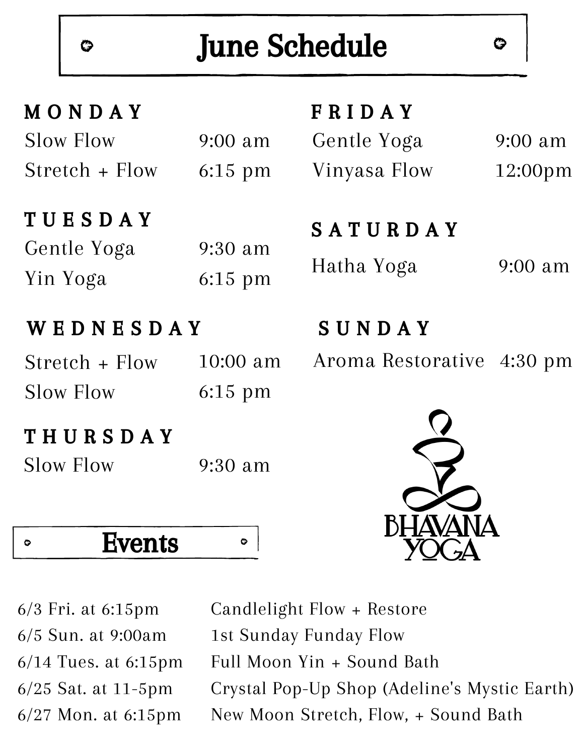# June Schedule

### MONDAY

| Class | Time |
|---|---|
| Slow Flow | 9:00 am |
| Stretch + Flow | 6:15 pm |

### TUESDAY

| Class | Time |
|---|---|
| Gentle Yoga | 9:30 am |
| Yin Yoga | 6:15 pm |

### WEDNESDAY

| Class | Time |
|---|---|
| Stretch + Flow | 10:00 am |
| Slow Flow | 6:15 pm |

### THURSDAY

| Class | Time |
|---|---|
| Slow Flow | 9:30 am |

### FRIDAY

| Class | Time |
|---|---|
| Gentle Yoga | 9:00 am |
| Vinyasa Flow | 12:00pm |

### SATURDAY

| Class | Time |
|---|---|
| Hatha Yoga | 9:00 am |

### SUNDAY

| Class | Time |
|---|---|
| Aroma Restorative | 4:30 pm |

BHAVANA YOGA

## Events

| Date | Event |
|---|---|
| 6/3 Fri. at 6:15pm | Candlelight Flow + Restore |
| 6/5 Sun. at 9:00am | 1st Sunday Funday Flow |
| 6/14 Tues. at 6:15pm | Full Moon Yin + Sound Bath |
| 6/25 Sat. at 11-5pm | Crystal Pop-Up Shop (Adeline's Mystic Earth) |
| 6/27 Mon. at 6:15pm | New Moon Stretch, Flow, + Sound Bath |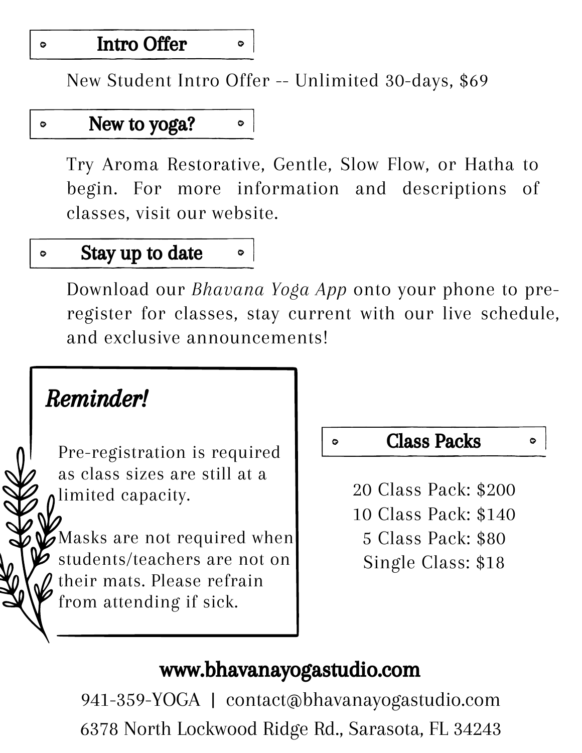## Intro Offer

New Student Intro Offer -- Unlimited 30-days, $69

## New to yoga?

Try Aroma Restorative, Gentle, Slow Flow, or Hatha to begin. For more information and descriptions of classes, visit our website.

## Stay up to date

Download our *Bhavana Yoga App* onto your phone to pre-register for classes, stay current with our live schedule, and exclusive announcements!

## *Reminder!*

Pre-registration is required as class sizes are still at a limited capacity.

Masks are not required when students/teachers are not on their mats. Please refrain from attending if sick.

## Class Packs

20 Class Pack: $200
10 Class Pack: $140
5 Class Pack: $80
Single Class: $18

**www.bhavanayogastudio.com**

941-359-YOGA | contact@bhavanayogastudio.com

6378 North Lockwood Ridge Rd., Sarasota, FL 34243